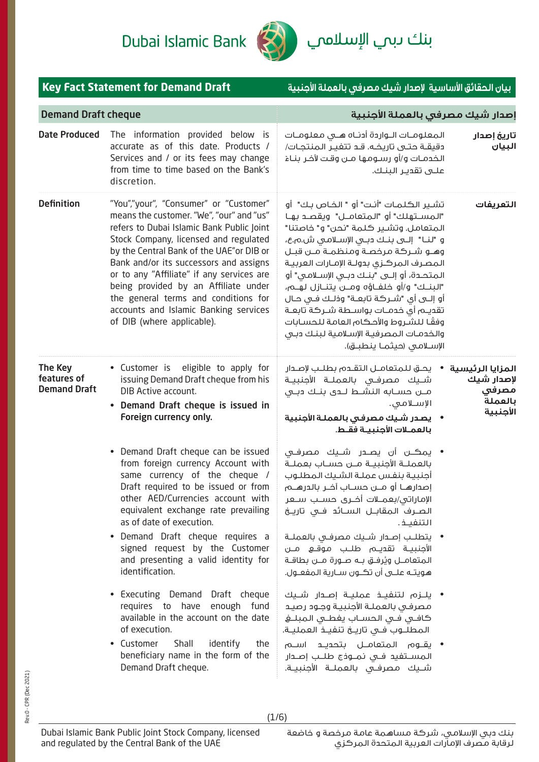Dubai Islamic Bank بنك دبي الإسلامي

# Key Fact Statement for Demand Draft

# بيان الحقائق الأساسية لإصدار شيك مصرفي بالعملة الأجنبية

| Demand Draft cheque | | إصدار شيك مصرفي بالعملة الأجنبية | |
|---|---|---|---|
| **Date Produced** | The information provided below is accurate as of this date. Products / Services and / or its fees may change from time to time based on the Bank's discretion. | المعلومات الواردة أدناه هي معلومات دقيقة حتى تاريخه. قد تتغير المنتجات/ الخدمات و/أو رسومها من وقت لآخر بناء على تقدير البنك. | **تاريخ إصدار البيان** |
| **Definition** | "You","your", "Consumer" or "Customer" means the customer. "We", "our" and "us" refers to Dubai Islamic Bank Public Joint Stock Company, licensed and regulated by the Central Bank of the UAE"or DIB or Bank and/or its successors and assigns or to any "Affiliate" if any services are being provided by an Affiliate under the general terms and conditions for accounts and Islamic Banking services of DIB (where applicable). | تشير الكلمات "أنت" أو " الخاص بك" أو "المستهلك" أو "المتعامل" ويقصد بها المتعامل. وتشير كلمة "نحن" و" خاصتنا" و "لنا" إلى بنك دبي الإسلامي ش.م.ع، وهو شركة مرخصة ومنظمة من قبل المصرف المركزي بدولة الإمارات العربية المتحدة، أو إلى "بنك دبي الإسلامي" أو "البنك" و/أو خلفاؤه ومن يتنازل لهم، أو إلى أي "شركة تابعة" وذلك في حال تقديم أي خدمات بواسطة شركة تابعة وفقًا للشروط والأحكام العامة للحسابات والخدمات المصرفية الإسلامية لبنك دبي الإسلامي (حيثما ينطبق). | **التعريفات** |
| **The Key features of Demand Draft** | • Customer is eligible to apply for issuing Demand Draft cheque from his DIB Active account.<br>• **Demand Draft cheque is issued in Foreign currency only.**<br>• Demand Draft cheque can be issued from foreign currency Account with same currency of the cheque / Draft required to be issued or from other AED/Currencies account with equivalent exchange rate prevailing as of date of execution.<br>• Demand Draft cheque requires a signed request by the Customer and presenting a valid identity for identification.<br>• Executing Demand Draft cheque requires to have enough fund available in the account on the date of execution.<br>• Customer Shall identify the beneficiary name in the form of the Demand Draft cheque. | • يحق للمتعامل التقدم بطلب لإصدار شيك مصرفي بالعملة الأجنبية من حسابه النشط لدى بنك دبي الإسلامي.<br>• **يصدر شيك مصرفي بالعملة الأجنبية بالعملات الأجنبية فقط.**<br>• يمكن أن يصدر شيك مصرفي بالعملة الأجنبية من حساب بعملة أجنبية بنفس عملة الشيك المطلوب إصدارها أو من حساب آخر بالدرهم الإماراتي/بعملات أخرى حسب سعر الصرف المقابل السائد في تاريخ التنفيذ.<br>• يتطلب إصدار شيك مصرفي بالعملة الأجنبية تقديم طلب موقع من المتعامل ويُرفق به صورة من بطاقة هويته على أن تكون سارية المفعول.<br>• يلزم لتنفيذ عملية إصدار شيك مصرفي بالعملة الأجنبية وجود رصيد كافي في الحساب يغطي المبلغ المطلوب في تاريخ تنفيذ العملية.<br>• يقوم المتعامل بتحديد اسم المستفيد في نموذج طلب إصدار شيك مصرفي بالعملة الأجنبية. | **المزايا الرئيسية لإصدار شيك مصرفي بالعملة الأجنبية** |

Dubai Islamic Bank Public Joint Stock Company, licensed and regulated by the Central Bank of the UAE

بنك دبي الإسلامي، شركة مساهمة عامة مرخصة و خاضعة لرقابة مصرف الإمارات العربية المتحدة المركزي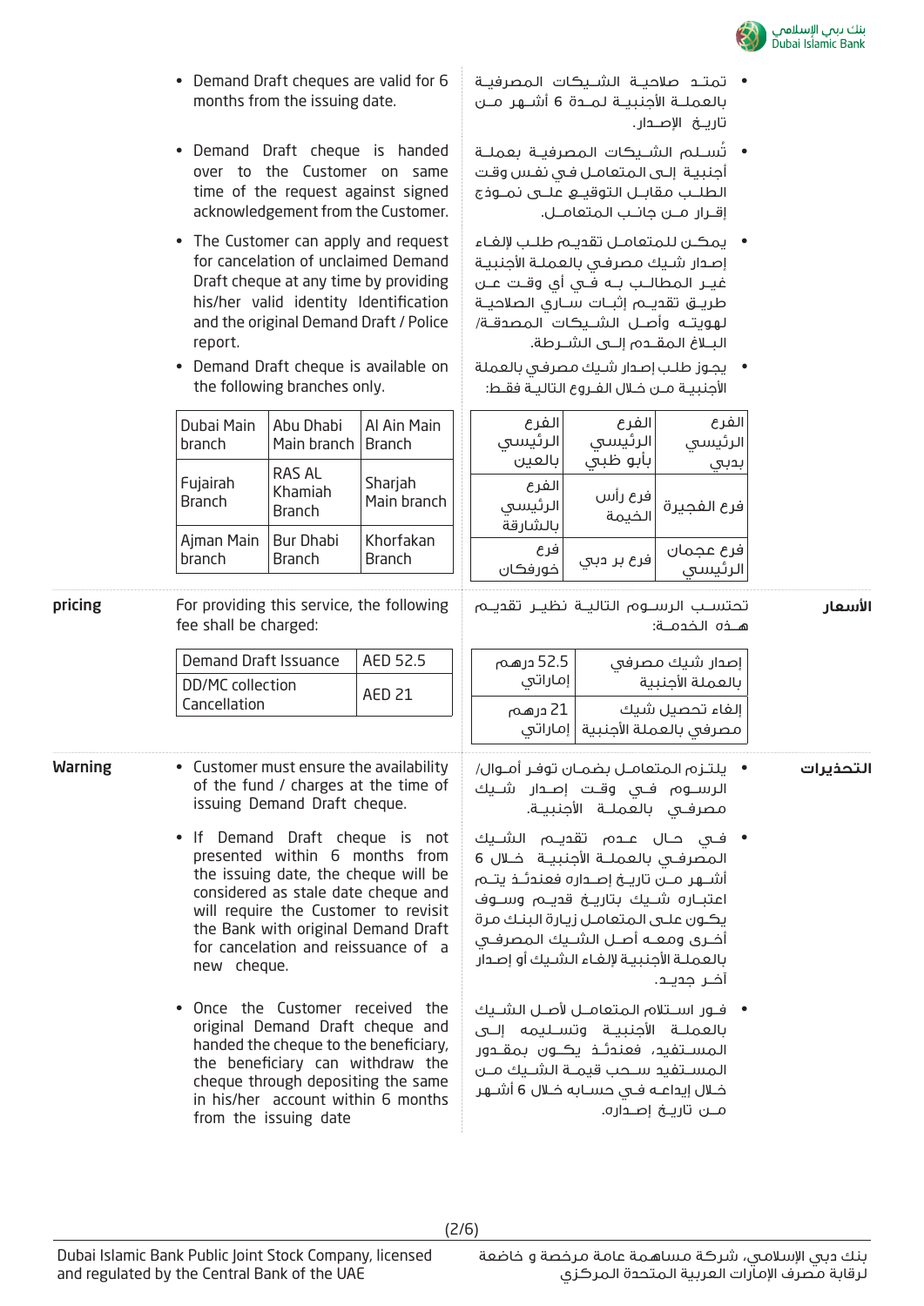- Demand Draft cheques are valid for 6 months from the issuing date.
- Demand Draft cheque is handed over to the Customer on same time of the request against signed acknowledgement from the Customer.
- The Customer can apply and request for cancelation of unclaimed Demand Draft cheque at any time by providing his/her valid identity Identification and the original Demand Draft / Police report.
- Demand Draft cheque is available on the following branches only.

| Dubai Main branch | Abu Dhabi Main branch | Al Ain Main Branch |
|---|---|---|
| Fujairah Branch | RAS AL Khamiah Branch | Sharjah Main branch |
| Ajman Main branch | Bur Dhabi Branch | Khorfakan Branch |

- تمتـد صلاحيـة الشـيكات المصرفيـة بالعملـة الأجنبيـة لمـدة 6 أشـهر مـن تاريـخ الإصـدار.
- تُسـلم الشـيكات المصرفية بعملـة أجنبيـة إلـى المتعامـل في نفس وقت الطلـب مقابـل التوقيـع علـى نمـوذج إقـرار مـن جانـب المتعامـل.
- يمكـن للمتعامـل تقديـم طلـب لإلغـاء إصدار شـيك مصرفي بالعملـة الأجنبية غيـر المطالـب بـه فـي أي وقـت عـن طريـق تقديـم إثبـات سـاري الصلاحيـة لهويتـه وأصـل الشـيكات المصدقـة/ البـلاغ المقـدم إلـى الشـرطة.
- يجوز طلب إصدار شـيك مصرفي بالعملة الأجنبيـة مـن خـلال الفـروع التاليـة فقـط:

| الفرع الرئيسي بدبي | الفرع الرئيسي بأبو ظبي | الفرع الرئيسي بالعين |
|---|---|---|
| فرع الفجيرة | فرع رأس الخيمة | الفرع الرئيسي بالشارقة |
| فرع عجمان الرئيسي | فرع بر دبي | فرع خورفكان |

## pricing / الأسعار

For providing this service, the following fee shall be charged:

| Demand Draft Issuance | AED 52.5 |
|---|---|
| DD/MC collection Cancellation | AED 21 |

تحتسـب الرسـوم التاليـة نظيـر تقديـم هـذه الخدمـة:

| إصدار شيك مصرفي بالعملة الأجنبية | 52.5 درهم إماراتي |
|---|---|
| إلغاء تحصيل شيك مصرفي بالعملة الأجنبية | 21 درهم إماراتي |

## Warning / التحذيرات

- Customer must ensure the availability of the fund / charges at the time of issuing Demand Draft cheque.
- If Demand Draft cheque is not presented within 6 months from the issuing date, the cheque will be considered as stale date cheque and will require the Customer to revisit the Bank with original Demand Draft for cancelation and reissuance of a new cheque.
- Once the Customer received the original Demand Draft cheque and handed the cheque to the beneficiary, the beneficiary can withdraw the cheque through depositing the same in his/her account within 6 months from the issuing date

- يلتـزم المتعامـل بضمـان توفـر أمـوال/ الرسـوم فـي وقـت إصـدار شـيك مصرفـي بالعملـة الأجنبيـة.
- فـي حـال عـدم تقديـم الشـيك المصرفـي بالعملـة الأجنبيـة خـلال 6 أشـهر مـن تاريـخ إصداره فعندئـذ يتـم اعتبـاره شـيك بتاريـخ قديـم وسـوف يكـون علـى المتعامـل زيارة البنـك مرة أخـرى ومعـه أصـل الشـيك المصرفـي بالعملـة الأجنبية لإلغاء الشـيك أو إصدار آخـر جديـد.
- فـور اسـتلام المتعامـل لأصـل الشـيك بالعملـة الأجنبيـة وتسـليمه إلـى المسـتفيد، فعندئـذ يكـون بمقـدور المسـتفيد سـحب قيمـة الشـيك مـن خـلال إيداعـه فـي حسـابه خـلال 6 أشـهر مـن تاريـخ إصـداره.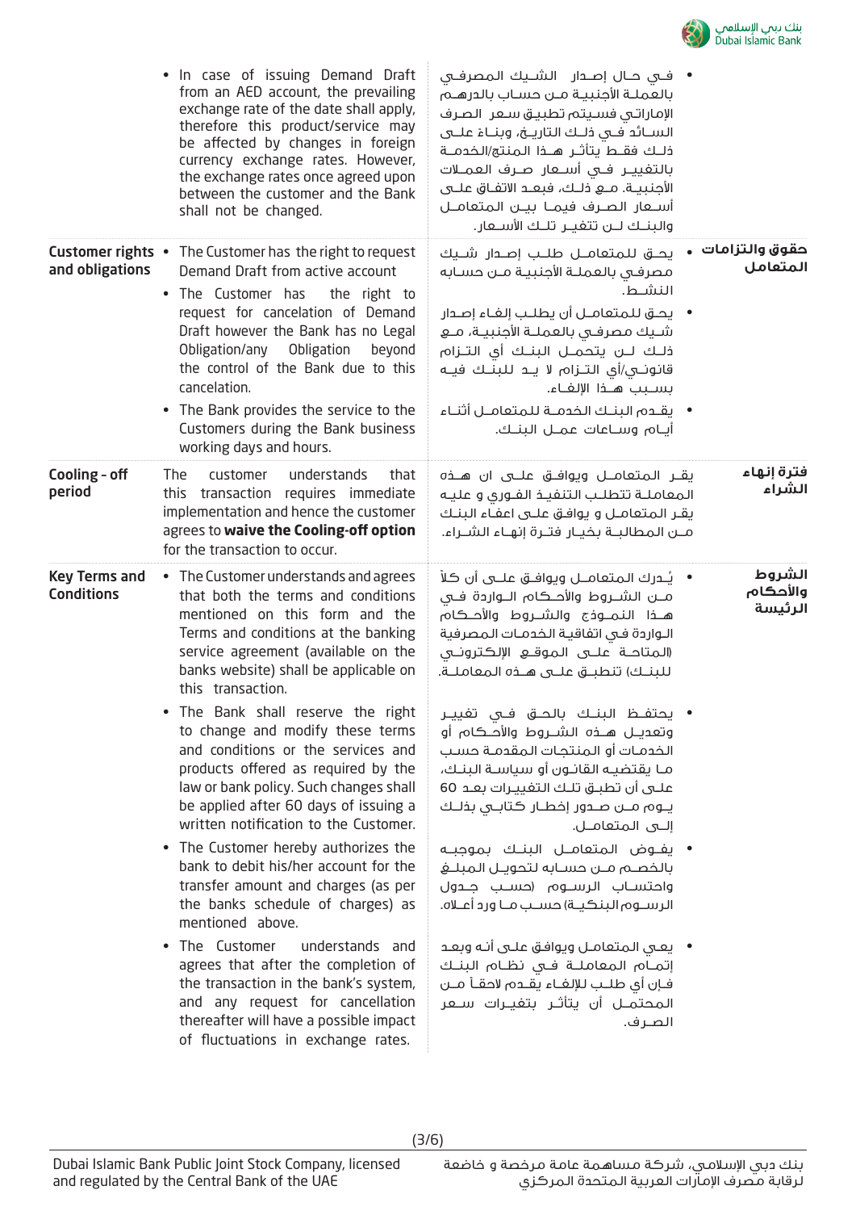| | | | |
|---|---|---|---|
| | • In case of issuing Demand Draft from an AED account, the prevailing exchange rate of the date shall apply, therefore this product/service may be affected by changes in foreign currency exchange rates. However, the exchange rates once agreed upon between the customer and the Bank shall not be changed. | • في حال إصدار الشيك المصرفي بالعملة الأجنبية من حساب بالدرهم الإماراتي فسيتم تطبيق سعر الصرف السائد في ذلك التاريخ، وبناء على ذلك فقط يتأثر هذا المنتج/الخدمة بالتغيير في أسعار صرف العملات الأجنبية. مع ذلك، فبعد الاتفاق على أسعار الصرف فيما بين المتعامل والبنك لن تتغير تلك الأسعار. | |
| **Customer rights and obligations** | • The Customer has the right to request Demand Draft from active account<br>• The Customer has the right to request for cancelation of Demand Draft however the Bank has no Legal Obligation/any Obligation beyond the control of the Bank due to this cancelation.<br>• The Bank provides the service to the Customers during the Bank business working days and hours. | • يحق للمتعامل طلب إصدار شيك مصرفي بالعملة الأجنبية من حسابه النشط.<br>• يحق للمتعامل أن يطلب إلغاء إصدار شيك مصرفي بالعملة الأجنبية، مع ذلك لن يتحمل البنك أي التزام قانوني/أي التزام لا يد للبنك فيه بسبب هذا الإلغاء.<br>• يقدم البنك الخدمة للمتعامل أثناء أيام وساعات عمل البنك. | **حقوق والتزامات المتعامل** |
| **Cooling - off period** | The customer understands that this transaction requires immediate implementation and hence the customer agrees to **waive the Cooling-off option** for the transaction to occur. | يقر المتعامل ويوافق على ان هذه المعاملة تتطلب التنفيذ الفوري و عليه يقر المتعامل و يوافق على اعفاء البنك من المطالبة بخيار فترة إنهاء الشراء. | **فترة إنهاء الشراء** |
| **Key Terms and Conditions** | • The Customer understands and agrees that both the terms and conditions mentioned on this form and the Terms and conditions at the banking service agreement (available on the banks website) shall be applicable on this transaction.<br>• The Bank shall reserve the right to change and modify these terms and conditions or the services and products offered as required by the law or bank policy. Such changes shall be applied after 60 days of issuing a written notification to the Customer.<br>• The Customer hereby authorizes the bank to debit his/her account for the transfer amount and charges (as per the banks schedule of charges) as mentioned above.<br>• The Customer understands and agrees that after the completion of the transaction in the bank's system, and any request for cancellation thereafter will have a possible impact of fluctuations in exchange rates. | • يُدرك المتعامل ويوافق على أن كلاً من الشروط والأحكام الواردة في هذا النموذج والشروط والأحكام الواردة في اتفاقية الخدمات المصرفية (المتاحة على الموقع الإلكتروني للبنك) تنطبق على هذه المعاملة.<br>• يحتفظ البنك بالحق في تغيير وتعديل هذه الشروط والأحكام أو الخدمات أو المنتجات المقدمة حسب ما يقتضيه القانون أو سياسة البنك، على أن تطبق تلك التغييرات بعد 60 يوم من صدور إخطار كتابي بذلك إلى المتعامل.<br>• يفوض المتعامل البنك بموجبه بالخصم من حسابه لتحويل المبلغ واحتساب الرسوم (حسب جدول الرسوم البنكية) حسب ما ورد أعلاه.<br>• يعي المتعامل ويوافق على أنه وبعد إتمام المعاملة في نظام البنك فإن أي طلب للإلغاء يقدم لاحقاً من المحتمل أن يتأثر بتغيرات سعر الصرف. | **الشروط والأحكام الرئيسة** |

Dubai Islamic Bank Public Joint Stock Company, licensed and regulated by the Central Bank of the UAE

بنك دبي الإسلامي، شركة مساهمة عامة مرخصة و خاضعة لرقابة مصرف الإمارات العربية المتحدة المركزي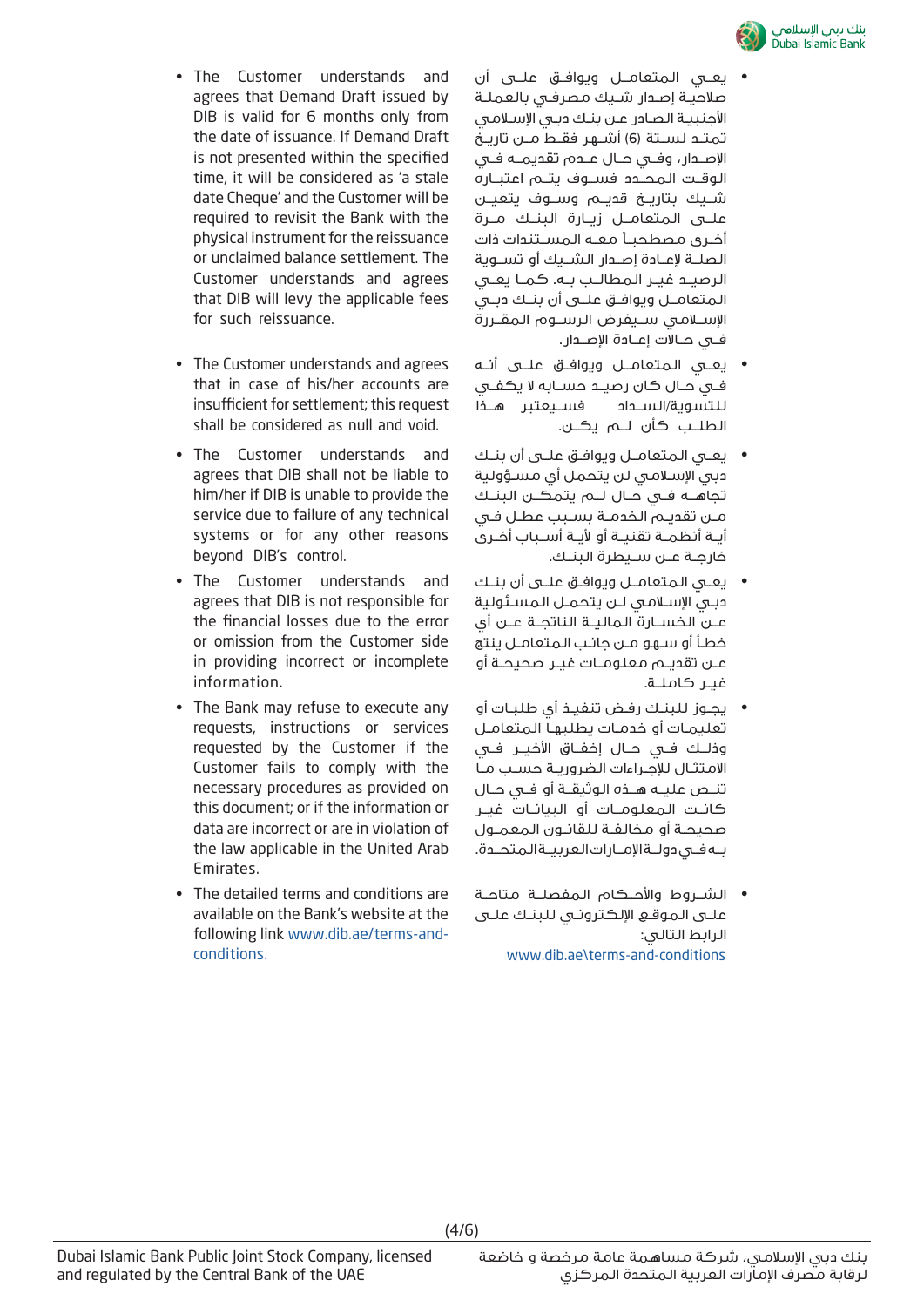- The Customer understands and agrees that Demand Draft issued by DIB is valid for 6 months only from the date of issuance. If Demand Draft is not presented within the specified time, it will be considered as 'a stale date Cheque' and the Customer will be required to revisit the Bank with the physical instrument for the reissuance or unclaimed balance settlement. The Customer understands and agrees that DIB will levy the applicable fees for such reissuance.
- The Customer understands and agrees that in case of his/her accounts are insufficient for settlement; this request shall be considered as null and void.
- The Customer understands and agrees that DIB shall not be liable to him/her if DIB is unable to provide the service due to failure of any technical systems or for any other reasons beyond DIB's control.
- The Customer understands and agrees that DIB is not responsible for the financial losses due to the error or omission from the Customer side in providing incorrect or incomplete information.
- The Bank may refuse to execute any requests, instructions or services requested by the Customer if the Customer fails to comply with the necessary procedures as provided on this document; or if the information or data are incorrect or are in violation of the law applicable in the United Arab Emirates.
- The detailed terms and conditions are available on the Bank's website at the following link www.dib.ae/terms-and-conditions.

- يعي المتعامل ويوافق على أن صلاحية إصدار شيك مصرفي بالعملة الأجنبية الصادر عن بنك دبي الإسلامي تمتد لستة (6) أشهر فقط من تاريخ الإصدار، وفي حال عدم تقديمه في الوقت المحدد فسوف يتم اعتباره شيك بتاريخ قديم وسوف يتعين على المتعامل زيارة البنك مرة أخرى مصطحباً معه المستندات ذات الصلة لإعادة إصدار الشيك أو تسوية الرصيد غير المطالب به. كما يعي المتعامل ويوافق على أن بنك دبي الإسلامي سيفرض الرسوم المقررة في حالات إعادة الإصدار.
- يعي المتعامل ويوافق على أنه في حال كان رصيد حسابه لا يكفي للتسوية/السداد فسيعتبر هذا الطلب كأن لم يكن.
- يعي المتعامل ويوافق على أن بنك دبي الإسلامي لن يتحمل أي مسؤولية تجاهه في حال لم يتمكن البنك من تقديم الخدمة بسبب عطل في أية أنظمة تقنية أو لأية أسباب أخرى خارجة عن سيطرة البنك.
- يعي المتعامل ويوافق على أن بنك دبي الإسلامي لن يتحمل المسئولية عن الخسارة المالية الناتجة عن أي خطأ أو سهو من جانب المتعامل ينتج عن تقديم معلومات غير صحيحة أو غير كاملة.
- يجوز للبنك رفض تنفيذ أي طلبات أو تعليمات أو خدمات يطلبها المتعامل وذلك في حال إخفاق الأخير في الامتثال للإجراءات الضرورية حسب ما تنص عليه هذه الوثيقة أو في حال كانت المعلومات أو البيانات غير صحيحة أو مخالفة للقانون المعمول به في دولة الإمارات العربية المتحدة.
- الشروط والأحكام المفصلة متاحة على الموقع الإلكتروني للبنك على الرابط التالي: www.dib.ae\terms-and-conditions

Dubai Islamic Bank Public Joint Stock Company, licensed and regulated by the Central Bank of the UAE

بنك دبي الإسلامي، شركة مساهمة عامة مرخصة و خاضعة لرقابة مصرف الإمارات العربية المتحدة المركزي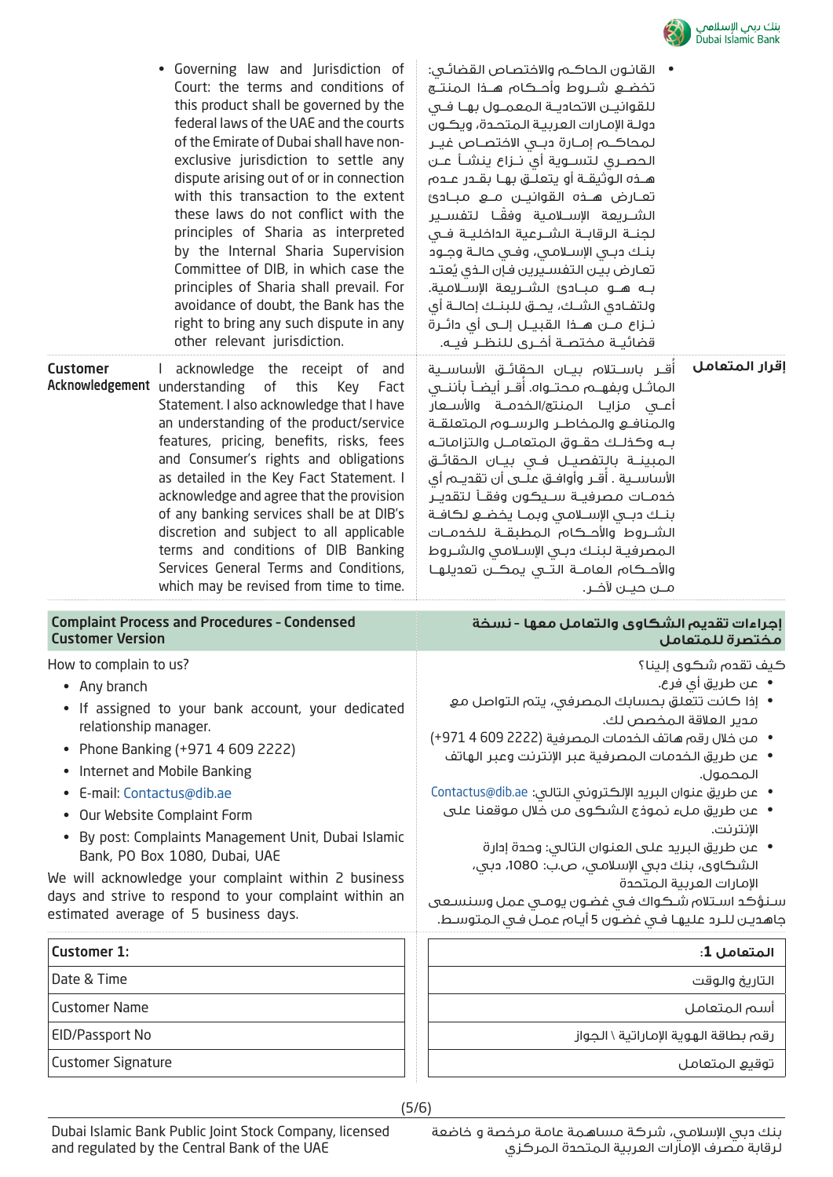- Governing law and Jurisdiction of Court: the terms and conditions of this product shall be governed by the federal laws of the UAE and the courts of the Emirate of Dubai shall have non-exclusive jurisdiction to settle any dispute arising out of or in connection with this transaction to the extent these laws do not conflict with the principles of Sharia as interpreted by the Internal Sharia Supervision Committee of DIB, in which case the principles of Sharia shall prevail. For avoidance of doubt, the Bank has the right to bring any such dispute in any other relevant jurisdiction.

- القانـون الحاكـم والاختصاص القضائـي: تخضـع شـروط وأحـكام هـذا المنتـج للقوانيـن الاتحاديـة المعمـول بهـا فـي دولة الإمارات العربية المتحدة، ويكـون لمحاكـم إمـارة دبـي الاختصاص غيـر الحصـري لتسـوية أي نـزاع ينشـأ عـن هـذه الوثيقـة أو يتعلـق بهـا بقـدر عـدم تعـارض هـذه القوانيـن مـع مبـادئ الشـريعة الإسـلامية وفقـاً لتفسـير لجنـة الرقابـة الشـرعية الداخليـة فـي بنـك دبـي الإسـلامي، وفـي حالـة وجـود تعـارض بيـن التفسـيرين فـإن الـذي يُعتـد بـه هـو مبـادئ الشـريعة الإسـلامية. ولتفـادي الشـك، يحـق للبنـك إحالـة أي نـزاع مـن هـذا القبيـل إلـى أي دائـرة قضائيـة مختصـة أخـرى للنظـر فيـه.

**Customer Acknowledgement**

I acknowledge the receipt of and understanding of this Key Fact Statement. I also acknowledge that I have an understanding of the product/service features, pricing, benefits, risks, fees and Consumer's rights and obligations as detailed in the Key Fact Statement. I acknowledge and agree that the provision of any banking services shall be at DIB's discretion and subject to all applicable terms and conditions of DIB Banking Services General Terms and Conditions, which may be revised from time to time.

**إقرار المتعامل**

أقـر باسـتلام بيـان الحقائـق الأساسـية الماثـل وبفهـم محتـواه. أقـر أيضـاً بأننـي أعـي مزايـا المنتـج/الخدمـة والأسـعار والمنافـع والمخاطـر والرسـوم المتعلقـة بـه وكذلـك حقـوق المتعامـل والتزاماتـه المبينـة بالتفصيـل فـي بيـان الحقائـق الأساسـية . أقـر وأوافـق علـى أن تقديـم أي خدمـات مصرفيـة سـيكون وفقـاً لتقديـر بنـك دبـي الإسـلامي وبمـا يخضـع لكافـة الشـروط والأحـكام المطبقـة للخدمـات المصرفيـة لبنـك دبـي الإسـلامي والشـروط والأحـكام العامـة التـي يمكـن تعديلهـا مـن حيـن لآخـر.

## Complaint Process and Procedures - Condensed Customer Version

How to complain to us?

- Any branch
- If assigned to your bank account, your dedicated relationship manager.
- Phone Banking (+971 4 609 2222)
- Internet and Mobile Banking
- E-mail: Contactus@dib.ae
- Our Website Complaint Form
- By post: Complaints Management Unit, Dubai Islamic Bank, PO Box 1080, Dubai, UAE

We will acknowledge your complaint within 2 business days and strive to respond to your complaint within an estimated average of 5 business days.

## إجراءات تقديم الشكاوى والتعامل معها - نسخة مختصرة للمتعامل

كيف تقدم شكوى إلينا؟

- عن طريق أي فرع.
- إذا كانت تتعلق بحسابك المصرفي، يتم التواصل مع مدير العلاقة المخصص لك.
- من خلال رقم هاتف الخدمات المصرفية (2222 609 4 971+)
- عن طريق الخدمات المصرفية عبر الإنترنت وعبر الهاتف المحمول.
- عن طريق عنوان البريد الإلكتروني التالي: Contactus@dib.ae
- عن طريق ملء نموذج الشكوى من خلال موقعنا على الإنترنت.
- عن طريق البريد على العنوان التالي: وحدة إدارة الشكاوى، بنك دبي الإسلامي، ص.ب: 1080، دبي، الإمارات العربية المتحدة

سنؤكد استلام شكواك في غضون يومي عمل وسنسعى جاهدين للرد عليها في غضون 5 أيام عمل في المتوسط.

| Customer 1: | المتعامل 1: |
|---|---|
| Date & Time | التاريخ والوقت |
| Customer Name | أسم المتعامل |
| EID/Passport No | رقم بطاقة الهوية الإماراتية \ الجواز |
| Customer Signature | توقيع المتعامل |

Dubai Islamic Bank Public Joint Stock Company, licensed and regulated by the Central Bank of the UAE

بنك دبي الإسلامي، شركة مساهمة عامة مرخصة و خاضعة لرقابة مصرف الإمارات العربية المتحدة المركزي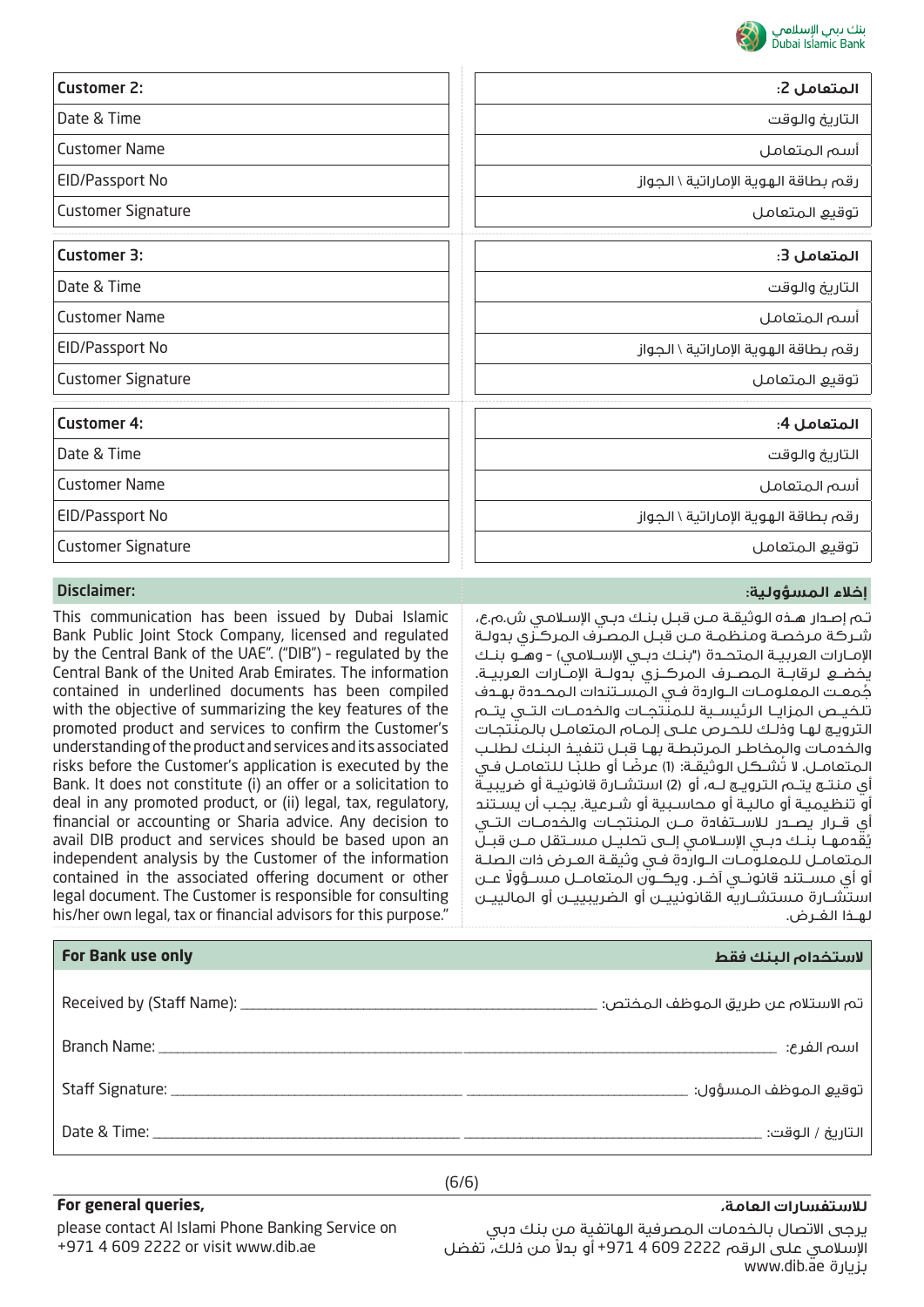| Customer 2: | المتعامل 2: |
|---|---|
| Date & Time | التاريخ والوقت |
| Customer Name | أسم المتعامل |
| EID/Passport No | رقم بطاقة الهوية الإماراتية \ الجواز |
| Customer Signature | توقيع المتعامل |

| Customer 3: | المتعامل 3: |
|---|---|
| Date & Time | التاريخ والوقت |
| Customer Name | أسم المتعامل |
| EID/Passport No | رقم بطاقة الهوية الإماراتية \ الجواز |
| Customer Signature | توقيع المتعامل |

| Customer 4: | المتعامل 4: |
|---|---|
| Date & Time | التاريخ والوقت |
| Customer Name | أسم المتعامل |
| EID/Passport No | رقم بطاقة الهوية الإماراتية \ الجواز |
| Customer Signature | توقيع المتعامل |

**Disclaimer:**

This communication has been issued by Dubai Islamic Bank Public Joint Stock Company, licensed and regulated by the Central Bank of the UAE". ("DIB") - regulated by the Central Bank of the United Arab Emirates. The information contained in underlined documents has been compiled with the objective of summarizing the key features of the promoted product and services to confirm the Customer's understanding of the product and services and its associated risks before the Customer's application is executed by the Bank. It does not constitute (i) an offer or a solicitation to deal in any promoted product, or (ii) legal, tax, regulatory, financial or accounting or Sharia advice. Any decision to avail DIB product and services should be based upon an independent analysis by the Customer of the information contained in the associated offering document or other legal document. The Customer is responsible for consulting his/her own legal, tax or financial advisors for this purpose."

**إخلاء المسؤولية:**

تم إصدار هذه الوثيقة من قبل بنك دبي الإسلامي ش.م.ع، شركة مرخصة ومنظمة من قبل المصرف المركزي بدولة الإمارات العربية المتحدة ("بنك دبي الإسلامي") - وهو بنك يخضع لرقابة المصرف المركزي بدولة الإمارات العربية. جُمعت المعلومات الواردة في المستندات المحددة بهدف تلخيص المزايا الرئيسية للمنتجات والخدمات التي يتم الترويج لها وذلك للحرص على إلمام المتعامل بالمنتجات والخدمات والمخاطر المرتبطة بها قبل تنفيذ البنك لطلب المتعامل. لا تُشكل الوثيقة: (1) عرضاً أو طلبًا للتعامل في أي منتج يتم الترويج له، أو (2) استشارة قانونية أو ضريبية أو تنظيمية أو مالية أو محاسبية أو شرعية. يجب أن يستند أي قرار يصدر للاستفادة من المنتجات والخدمات التي يُقدمها بنك دبي الإسلامي إلى تحليل مستقل من قبل المتعامل للمعلومات الواردة في وثيقة العرض ذات الصلة أو أي مستند قانوني آخر. ويكون المتعامل مسؤولاً عن استشارة مستشاريه القانونيين أو الضريبيين أو الماليين لهذا الغرض.

| For Bank use only | لاستخدام البنك فقط |
|---|---|
| Received by (Staff Name): ______________ | تم الاستلام عن طريق الموظف المختص: |
| Branch Name: ______________ | اسم الفرع: |
| Staff Signature: ______________ | توقيع الموظف المسؤول: |
| Date & Time: ______________ | التاريخ / الوقت: |

**For general queries,**

please contact Al Islami Phone Banking Service on +971 4 609 2222 or visit www.dib.ae

**للاستفسارات العامة،**

يرجى الاتصال بالخدمات المصرفية الهاتفية من بنك دبي الإسلامي على الرقم 2222 609 4 971+ أو بدلاً من ذلك، تفضل بزيارة www.dib.ae